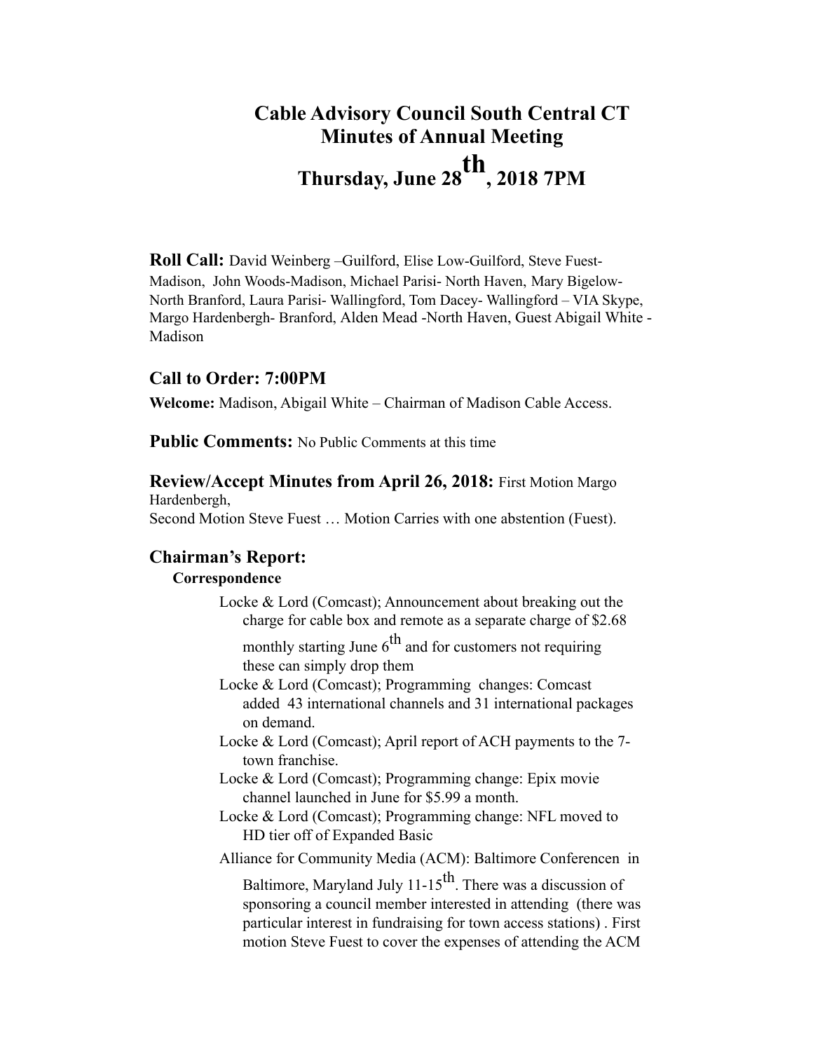# Cable Advisory Council South Central CT
# Minutes of Annual Meeting
# Thursday, June 28th, 2018 7PM

**Roll Call:** David Weinberg –Guilford, Elise Low-Guilford, Steve Fuest-Madison, John Woods-Madison, Michael Parisi- North Haven, Mary Bigelow-North Branford, Laura Parisi- Wallingford, Tom Dacey- Wallingford – VIA Skype, Margo Hardenbergh- Branford, Alden Mead -North Haven, Guest Abigail White - Madison

## Call to Order: 7:00PM

**Welcome:** Madison, Abigail White – Chairman of Madison Cable Access.

**Public Comments:** No Public Comments at this time

**Review/Accept Minutes from April 26, 2018:** First Motion Margo Hardenbergh,
Second Motion Steve Fuest … Motion Carries with one abstention (Fuest).

## Chairman's Report:

**Correspondence**

- Locke & Lord (Comcast); Announcement about breaking out the charge for cable box and remote as a separate charge of $2.68 monthly starting June 6th and for customers not requiring these can simply drop them
- Locke & Lord (Comcast); Programming changes: Comcast added 43 international channels and 31 international packages on demand.
- Locke & Lord (Comcast); April report of ACH payments to the 7-town franchise.
- Locke & Lord (Comcast); Programming change: Epix movie channel launched in June for $5.99 a month.
- Locke & Lord (Comcast); Programming change: NFL moved to HD tier off of Expanded Basic
- Alliance for Community Media (ACM): Baltimore Conferencen in Baltimore, Maryland July 11-15th. There was a discussion of sponsoring a council member interested in attending (there was particular interest in fundraising for town access stations) . First motion Steve Fuest to cover the expenses of attending the ACM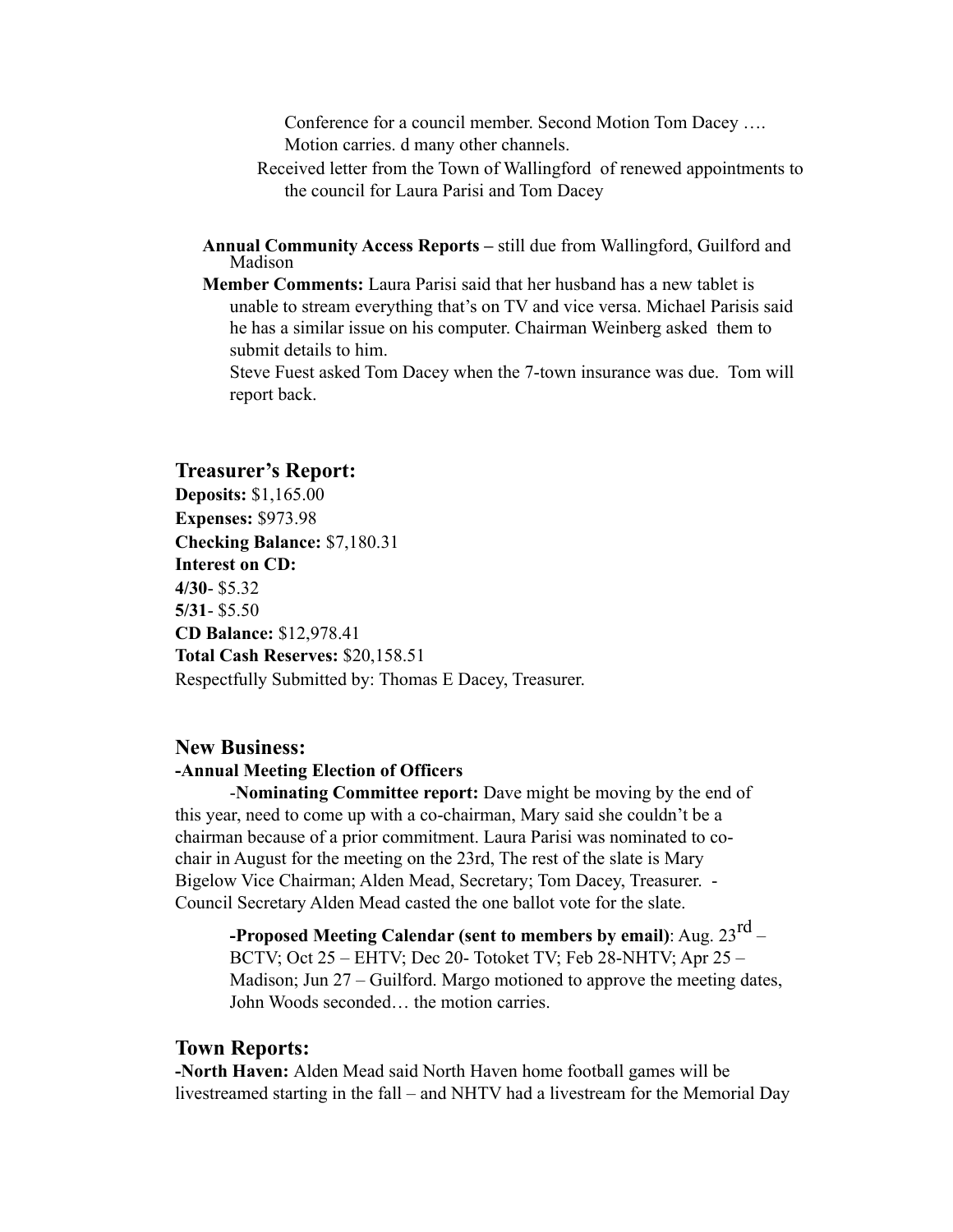Conference for a council member. Second Motion Tom Dacey …. Motion carries. d many other channels.

Received letter from the Town of Wallingford of renewed appointments to the council for Laura Parisi and Tom Dacey

**Annual Community Access Reports –** still due from Wallingford, Guilford and Madison

**Member Comments:** Laura Parisi said that her husband has a new tablet is unable to stream everything that's on TV and vice versa. Michael Parisis said he has a similar issue on his computer. Chairman Weinberg asked them to submit details to him.

Steve Fuest asked Tom Dacey when the 7-town insurance was due. Tom will report back.

## Treasurer's Report:

**Deposits:** $1,165.00
**Expenses:** $973.98
**Checking Balance:** $7,180.31
**Interest on CD:**
**4/30**- $5.32
**5/31**- $5.50
**CD Balance:** $12,978.41
**Total Cash Reserves:** $20,158.51
Respectfully Submitted by: Thomas E Dacey, Treasurer.

## New Business:

**-Annual Meeting Election of Officers**

-**Nominating Committee report:** Dave might be moving by the end of this year, need to come up with a co-chairman, Mary said she couldn't be a chairman because of a prior commitment. Laura Parisi was nominated to co-chair in August for the meeting on the 23rd, The rest of the slate is Mary Bigelow Vice Chairman; Alden Mead, Secretary; Tom Dacey, Treasurer. - Council Secretary Alden Mead casted the one ballot vote for the slate.

**-Proposed Meeting Calendar (sent to members by email)**: Aug. 23rd – BCTV; Oct 25 – EHTV; Dec 20- Totoket TV; Feb 28-NHTV; Apr 25 – Madison; Jun 27 – Guilford. Margo motioned to approve the meeting dates, John Woods seconded… the motion carries.

## Town Reports:

**-North Haven:** Alden Mead said North Haven home football games will be livestreamed starting in the fall – and NHTV had a livestream for the Memorial Day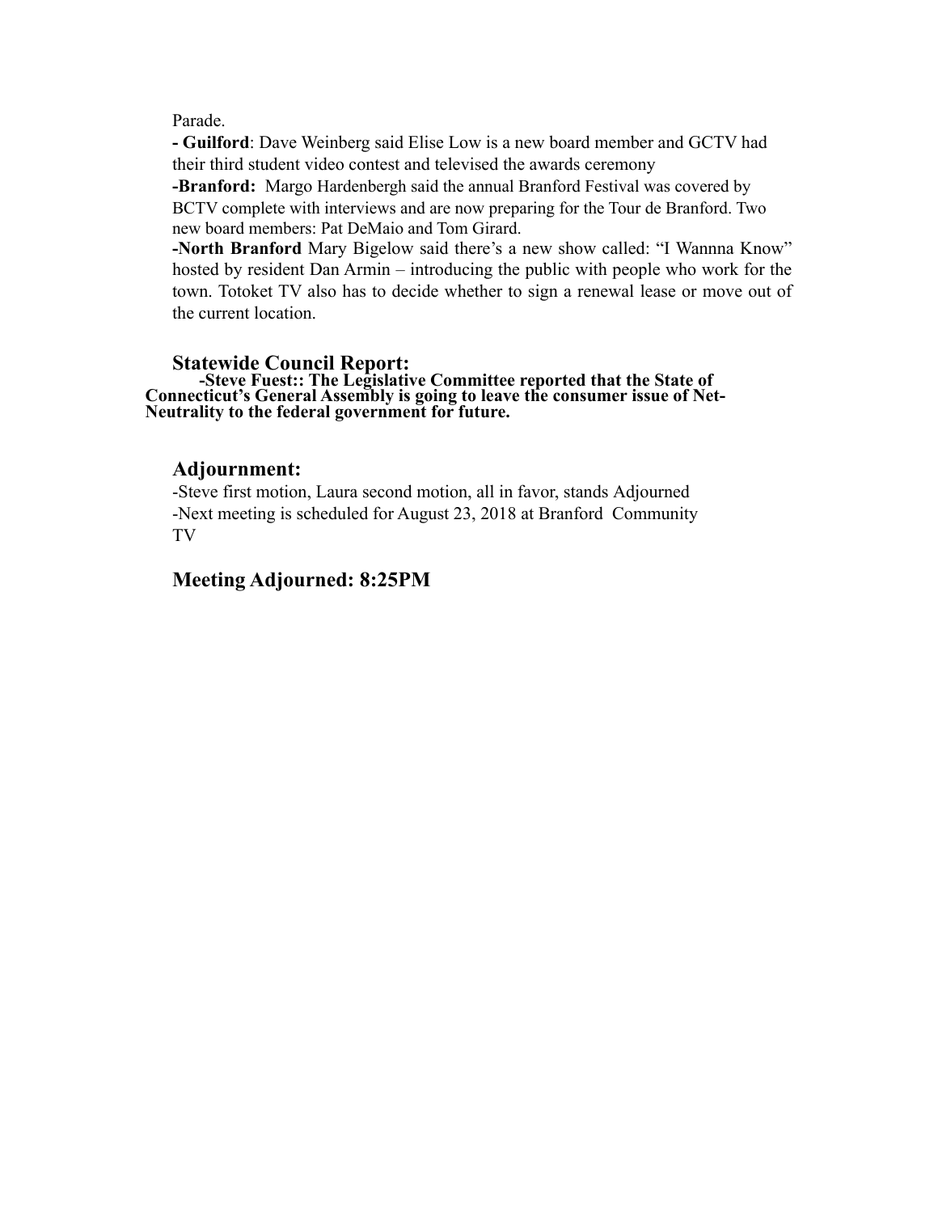Parade.

**- Guilford**: Dave Weinberg said Elise Low is a new board member and GCTV had their third student video contest and televised the awards ceremony

**-Branford:** Margo Hardenbergh said the annual Branford Festival was covered by BCTV complete with interviews and are now preparing for the Tour de Branford. Two new board members: Pat DeMaio and Tom Girard.

**-North Branford** Mary Bigelow said there's a new show called: "I Wannna Know" hosted by resident Dan Armin – introducing the public with people who work for the town. Totoket TV also has to decide whether to sign a renewal lease or move out of the current location.

## Statewide Council Report:

**-Steve Fuest:: The Legislative Committee reported that the State of Connecticut's General Assembly is going to leave the consumer issue of Net-Neutrality to the federal government for future.**

## Adjournment:

-Steve first motion, Laura second motion, all in favor, stands Adjourned

-Next meeting is scheduled for August 23, 2018 at Branford Community TV

## Meeting Adjourned: 8:25PM